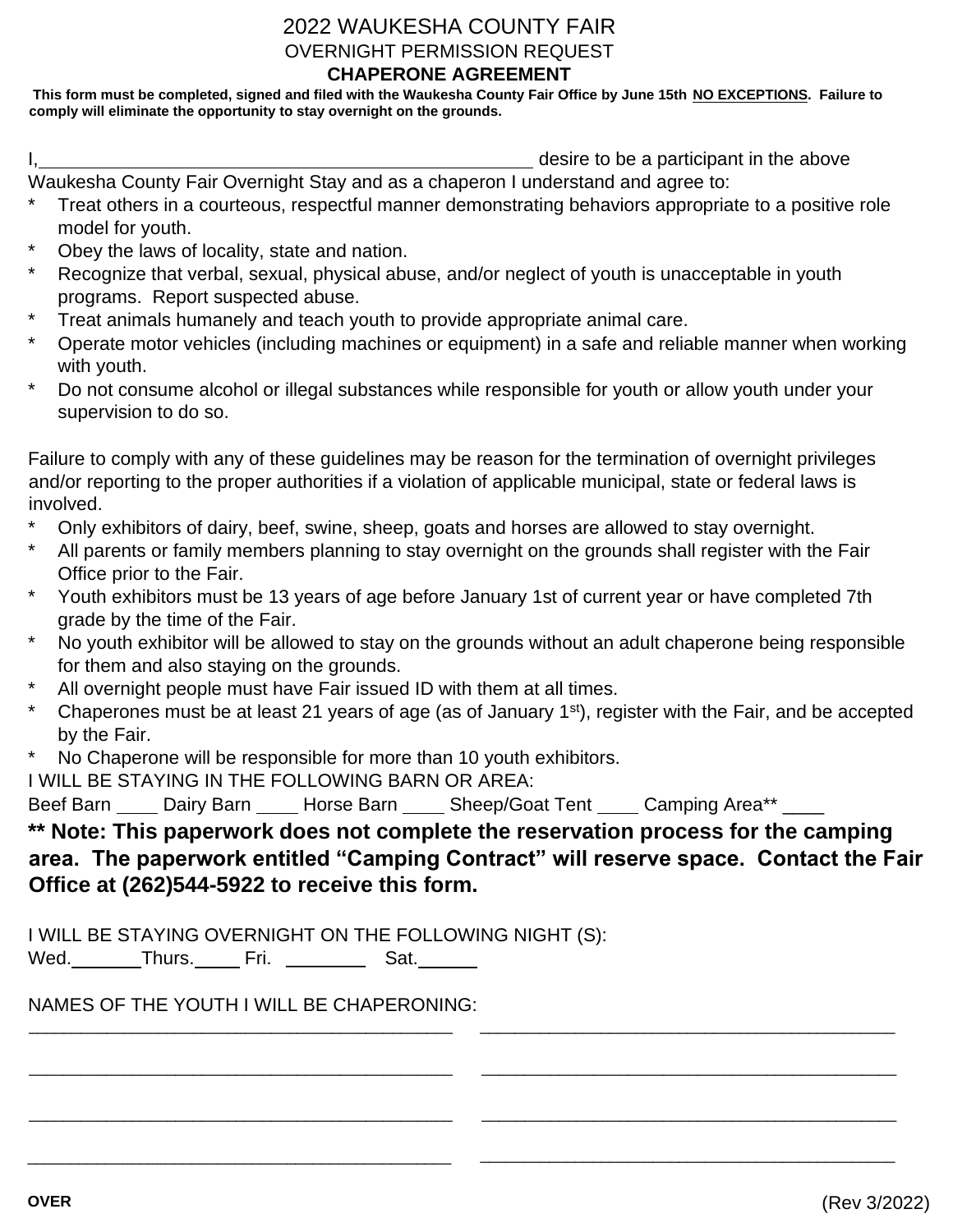# 2022 WAUKESHA COUNTY FAIR

## OVERNIGHT PERMISSION REQUEST

## CHAPERONE AGREEMENT

**This form must be completed, signed and filed with the Waukesha County Fair Office by June 15th <u>NO EXCEPTIONS</u>. Failure to comply will eliminate the opportunity to stay overnight on the grounds.**

I,\_\_\_\_\_\_\_\_\_\_\_\_\_\_\_\_\_\_\_\_\_\_\_\_\_\_\_\_\_\_\_\_\_\_\_\_\_\_\_\_\_\_\_\_\_\_\_\_ desire to be a participant in the above Waukesha County Fair Overnight Stay and as a chaperon I understand and agree to:

- Treat others in a courteous, respectful manner demonstrating behaviors appropriate to a positive role model for youth.
- Obey the laws of locality, state and nation.
- Recognize that verbal, sexual, physical abuse, and/or neglect of youth is unacceptable in youth programs. Report suspected abuse.
- Treat animals humanely and teach youth to provide appropriate animal care.
- Operate motor vehicles (including machines or equipment) in a safe and reliable manner when working with youth.
- Do not consume alcohol or illegal substances while responsible for youth or allow youth under your supervision to do so.

Failure to comply with any of these guidelines may be reason for the termination of overnight privileges and/or reporting to the proper authorities if a violation of applicable municipal, state or federal laws is involved.

- Only exhibitors of dairy, beef, swine, sheep, goats and horses are allowed to stay overnight.
- All parents or family members planning to stay overnight on the grounds shall register with the Fair Office prior to the Fair.
- Youth exhibitors must be 13 years of age before January 1st of current year or have completed 7th grade by the time of the Fair.
- No youth exhibitor will be allowed to stay on the grounds without an adult chaperone being responsible for them and also staying on the grounds.
- All overnight people must have Fair issued ID with them at all times.
- Chaperones must be at least 21 years of age (as of January 1st), register with the Fair, and be accepted by the Fair.
- No Chaperone will be responsible for more than 10 youth exhibitors.

I WILL BE STAYING IN THE FOLLOWING BARN OR AREA:

Beef Barn \_\_\_\_ Dairy Barn \_\_\_\_ Horse Barn \_\_\_\_ Sheep/Goat Tent \_\_\_\_ Camping Area\*\* \_\_\_\_

**\*\* Note: This paperwork does not complete the reservation process for the camping area. The paperwork entitled "Camping Contract" will reserve space. Contact the Fair Office at (262)544-5922 to receive this form.**

I WILL BE STAYING OVERNIGHT ON THE FOLLOWING NIGHT (S):

Wed.\_\_\_\_\_\_ Thurs.\_\_\_\_\_ Fri. \_\_\_\_\_\_\_\_ Sat.\_\_\_\_\_\_

NAMES OF THE YOUTH I WILL BE CHAPERONING:

\_\_\_\_\_\_\_\_\_\_\_\_\_\_\_\_\_\_\_\_\_\_\_\_\_\_\_\_\_\_\_\_\_\_\_\_\_\_\_\_ \_\_\_\_\_\_\_\_\_\_\_\_\_\_\_\_\_\_\_\_\_\_\_\_\_\_\_\_\_\_\_\_\_\_\_\_\_\_\_\_

\_\_\_\_\_\_\_\_\_\_\_\_\_\_\_\_\_\_\_\_\_\_\_\_\_\_\_\_\_\_\_\_\_\_\_\_\_\_\_\_ \_\_\_\_\_\_\_\_\_\_\_\_\_\_\_\_\_\_\_\_\_\_\_\_\_\_\_\_\_\_\_\_\_\_\_\_\_\_\_\_

\_\_\_\_\_\_\_\_\_\_\_\_\_\_\_\_\_\_\_\_\_\_\_\_\_\_\_\_\_\_\_\_\_\_\_\_\_\_\_\_ \_\_\_\_\_\_\_\_\_\_\_\_\_\_\_\_\_\_\_\_\_\_\_\_\_\_\_\_\_\_\_\_\_\_\_\_\_\_\_\_

\_\_\_\_\_\_\_\_\_\_\_\_\_\_\_\_\_\_\_\_\_\_\_\_\_\_\_\_\_\_\_\_\_\_\_\_\_\_\_\_ \_\_\_\_\_\_\_\_\_\_\_\_\_\_\_\_\_\_\_\_\_\_\_\_\_\_\_\_\_\_\_\_\_\_\_\_\_\_\_\_

**OVER**

(Rev 3/2022)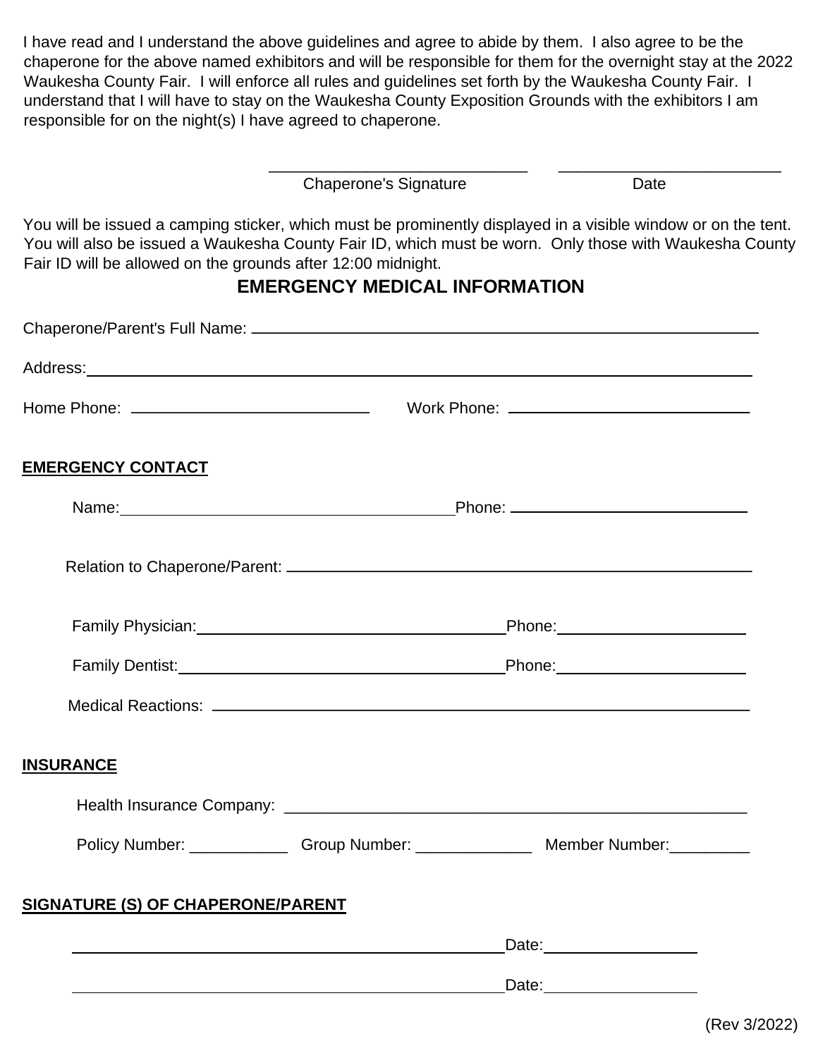I have read and I understand the above guidelines and agree to abide by them. I also agree to be the chaperone for the above named exhibitors and will be responsible for them for the overnight stay at the 2022 Waukesha County Fair. I will enforce all rules and guidelines set forth by the Waukesha County Fair. I understand that I will have to stay on the Waukesha County Exposition Grounds with the exhibitors I am responsible for on the night(s) I have agreed to chaperone.

\_\_\_\_\_\_\_\_\_\_\_\_\_\_\_\_\_\_\_\_\_\_\_\_\_\_\_\_\_\_ \_\_\_\_\_\_\_\_\_\_\_\_\_\_\_\_\_\_\_\_\_\_\_\_\_\_

Chaperone's Signature Date

You will be issued a camping sticker, which must be prominently displayed in a visible window or on the tent. You will also be issued a Waukesha County Fair ID, which must be worn. Only those with Waukesha County Fair ID will be allowed on the grounds after 12:00 midnight.

## EMERGENCY MEDICAL INFORMATION

Chaperone/Parent's Full Name: \_\_\_\_\_\_\_\_\_\_\_\_\_\_\_\_\_\_\_\_\_\_\_\_\_\_\_\_\_\_\_\_\_\_\_\_\_\_\_\_\_\_\_\_

Address: \_\_\_\_\_\_\_\_\_\_\_\_\_\_\_\_\_\_\_\_\_\_\_\_\_\_\_\_\_\_\_\_\_\_\_\_\_\_\_\_\_\_\_\_\_\_\_\_\_\_\_\_\_\_

Home Phone: \_\_\_\_\_\_\_\_\_\_\_\_\_\_\_\_\_\_\_\_ Work Phone: \_\_\_\_\_\_\_\_\_\_\_\_\_\_\_\_\_\_\_\_

**EMERGENCY CONTACT**

Name: \_\_\_\_\_\_\_\_\_\_\_\_\_\_\_\_\_\_\_\_\_\_\_\_\_\_\_\_ Phone: \_\_\_\_\_\_\_\_\_\_\_\_\_\_\_\_\_\_\_\_

Relation to Chaperone/Parent: \_\_\_\_\_\_\_\_\_\_\_\_\_\_\_\_\_\_\_\_\_\_\_\_\_\_\_\_\_\_\_\_\_\_\_\_\_\_\_\_

Family Physician: \_\_\_\_\_\_\_\_\_\_\_\_\_\_\_\_\_\_\_\_\_\_\_\_\_\_ Phone: \_\_\_\_\_\_\_\_\_\_\_\_\_\_\_\_

Family Dentist: \_\_\_\_\_\_\_\_\_\_\_\_\_\_\_\_\_\_\_\_\_\_\_\_\_\_\_\_ Phone: \_\_\_\_\_\_\_\_\_\_\_\_\_\_\_\_

Medical Reactions: \_\_\_\_\_\_\_\_\_\_\_\_\_\_\_\_\_\_\_\_\_\_\_\_\_\_\_\_\_\_\_\_\_\_\_\_\_\_\_\_\_\_\_\_\_\_

**INSURANCE**

Health Insurance Company: \_\_\_\_\_\_\_\_\_\_\_\_\_\_\_\_\_\_\_\_\_\_\_\_\_\_\_\_\_\_\_\_\_\_\_\_\_\_\_\_\_\_\_\_\_\_\_\_\_\_\_\_\_

Policy Number: \_\_\_\_\_\_\_\_\_\_\_ Group Number: \_\_\_\_\_\_\_\_\_\_\_\_\_ Member Number:\_\_\_\_\_\_\_\_\_

**SIGNATURE (S) OF CHAPERONE/PARENT**

\_\_\_\_\_\_\_\_\_\_\_\_\_\_\_\_\_\_\_\_\_\_\_\_\_\_\_\_\_\_\_\_\_\_\_\_\_\_\_\_ Date: \_\_\_\_\_\_\_\_\_\_\_\_\_\_\_

\_\_\_\_\_\_\_\_\_\_\_\_\_\_\_\_\_\_\_\_\_\_\_\_\_\_\_\_\_\_\_\_\_\_\_\_\_\_\_\_ Date: \_\_\_\_\_\_\_\_\_\_\_\_\_\_\_

(Rev 3/2022)